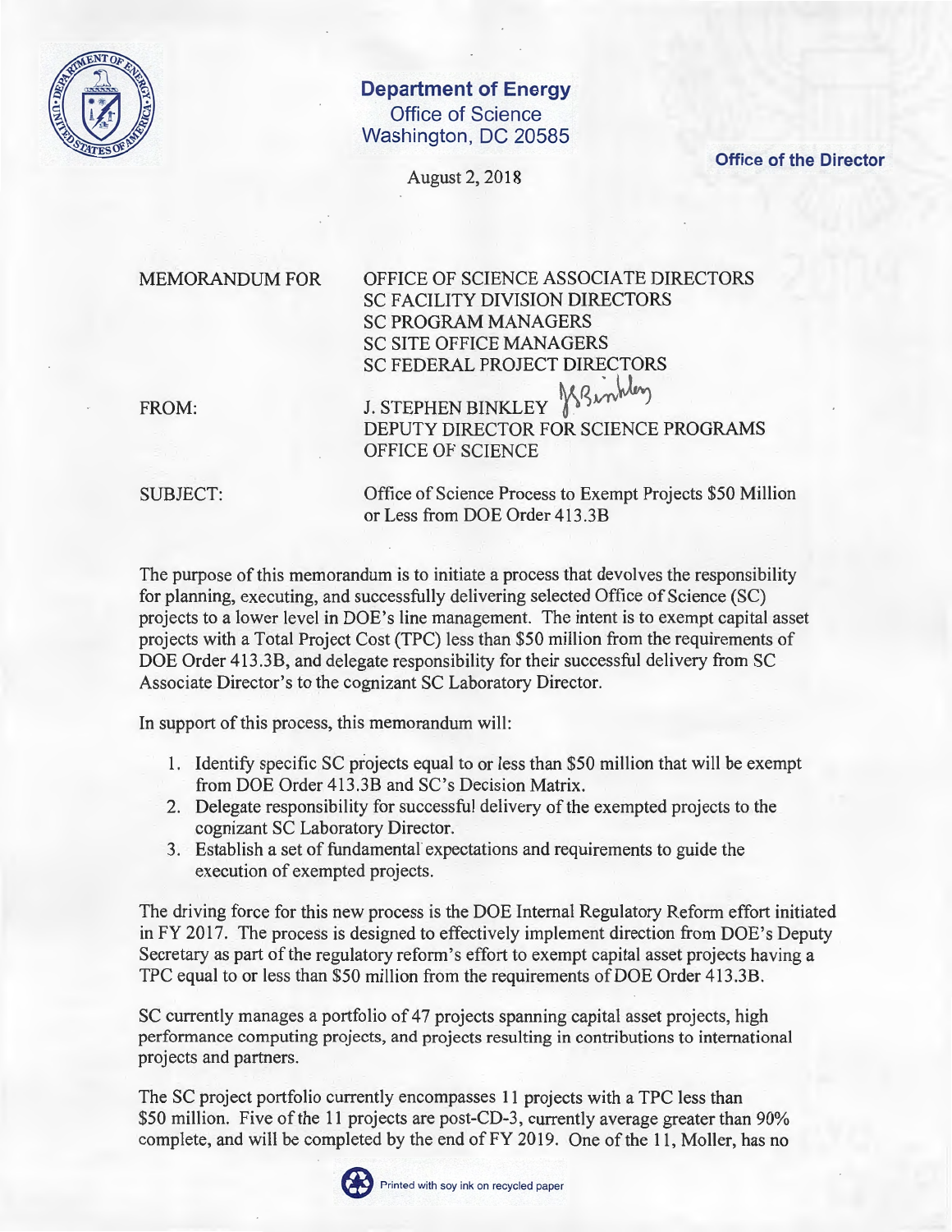**Department of Energy**
Office of Science
Washington, DC 20585

**Office of the Director**

August 2, 2018

MEMORANDUM FOR OFFICE OF SCIENCE ASSOCIATE DIRECTORS
SC FACILITY DIVISION DIRECTORS
SC PROGRAM MANAGERS
SC SITE OFFICE MANAGERS
SC FEDERAL PROJECT DIRECTORS

FROM: J. STEPHEN BINKLEY
DEPUTY DIRECTOR FOR SCIENCE PROGRAMS
OFFICE OF SCIENCE

SUBJECT: Office of Science Process to Exempt Projects $50 Million or Less from DOE Order 413.3B

The purpose of this memorandum is to initiate a process that devolves the responsibility for planning, executing, and successfully delivering selected Office of Science (SC) projects to a lower level in DOE's line management. The intent is to exempt capital asset projects with a Total Project Cost (TPC) less than $50 million from the requirements of DOE Order 413.3B, and delegate responsibility for their successful delivery from SC Associate Director's to the cognizant SC Laboratory Director.

In support of this process, this memorandum will:

1. Identify specific SC projects equal to or less than $50 million that will be exempt from DOE Order 413.3B and SC's Decision Matrix.
2. Delegate responsibility for successful delivery of the exempted projects to the cognizant SC Laboratory Director.
3. Establish a set of fundamental expectations and requirements to guide the execution of exempted projects.

The driving force for this new process is the DOE Internal Regulatory Reform effort initiated in FY 2017. The process is designed to effectively implement direction from DOE's Deputy Secretary as part of the regulatory reform's effort to exempt capital asset projects having a TPC equal to or less than $50 million from the requirements of DOE Order 413.3B.

SC currently manages a portfolio of 47 projects spanning capital asset projects, high performance computing projects, and projects resulting in contributions to international projects and partners.

The SC project portfolio currently encompasses 11 projects with a TPC less than $50 million. Five of the 11 projects are post-CD-3, currently average greater than 90% complete, and will be completed by the end of FY 2019. One of the 11, Moller, has no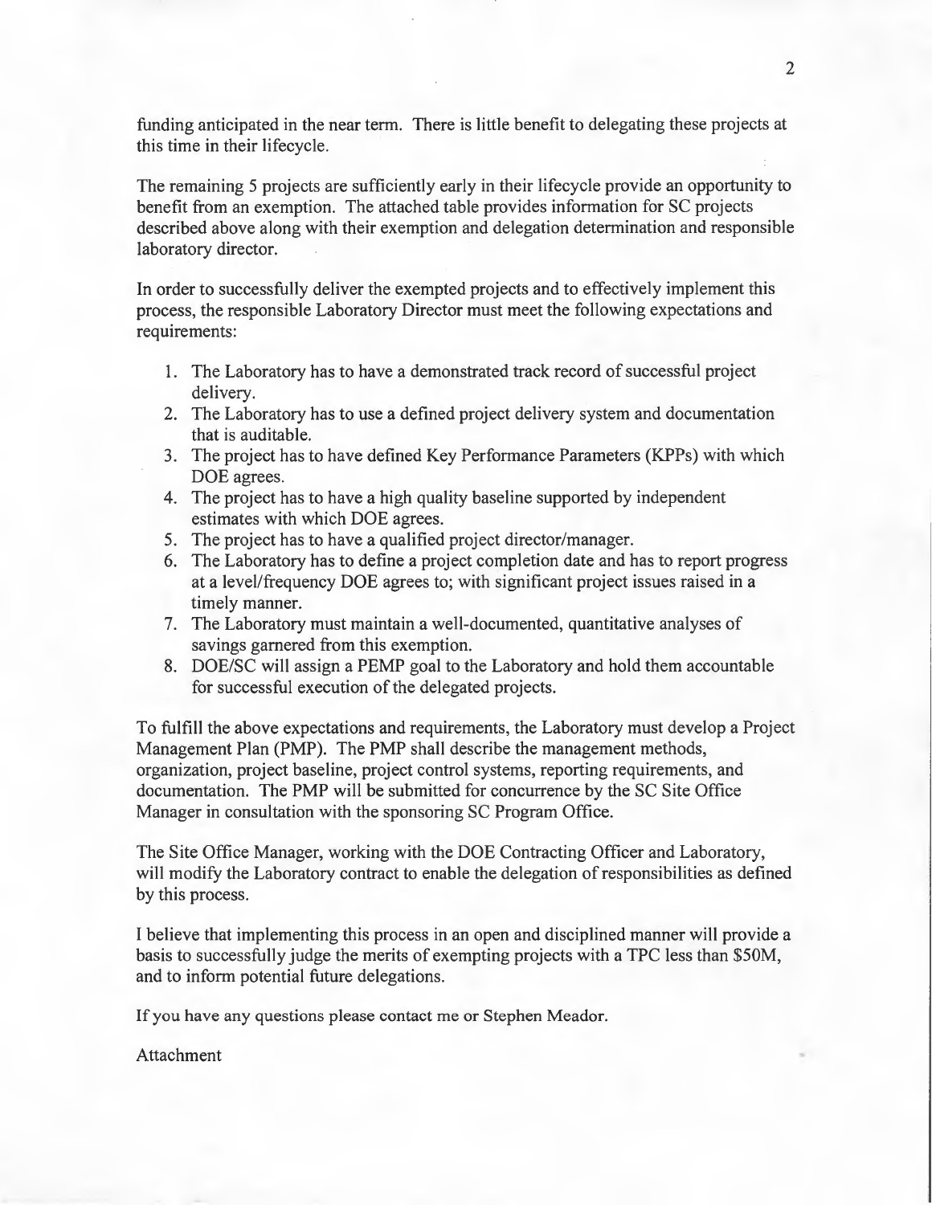funding anticipated in the near term. There is little benefit to delegating these projects at this time in their lifecycle.

The remaining 5 projects are sufficiently early in their lifecycle provide an opportunity to benefit from an exemption. The attached table provides information for SC projects described above along with their exemption and delegation determination and responsible laboratory director.

In order to successfully deliver the exempted projects and to effectively implement this process, the responsible Laboratory Director must meet the following expectations and requirements:

1. The Laboratory has to have a demonstrated track record of successful project delivery.
2. The Laboratory has to use a defined project delivery system and documentation that is auditable.
3. The project has to have defined Key Performance Parameters (KPPs) with which DOE agrees.
4. The project has to have a high quality baseline supported by independent estimates with which DOE agrees.
5. The project has to have a qualified project director/manager.
6. The Laboratory has to define a project completion date and has to report progress at a level/frequency DOE agrees to; with significant project issues raised in a timely manner.
7. The Laboratory must maintain a well-documented, quantitative analyses of savings garnered from this exemption.
8. DOE/SC will assign a PEMP goal to the Laboratory and hold them accountable for successful execution of the delegated projects.

To fulfill the above expectations and requirements, the Laboratory must develop a Project Management Plan (PMP). The PMP shall describe the management methods, organization, project baseline, project control systems, reporting requirements, and documentation. The PMP will be submitted for concurrence by the SC Site Office Manager in consultation with the sponsoring SC Program Office.

The Site Office Manager, working with the DOE Contracting Officer and Laboratory, will modify the Laboratory contract to enable the delegation of responsibilities as defined by this process.

I believe that implementing this process in an open and disciplined manner will provide a basis to successfully judge the merits of exempting projects with a TPC less than $50M, and to inform potential future delegations.

If you have any questions please contact me or Stephen Meador.

Attachment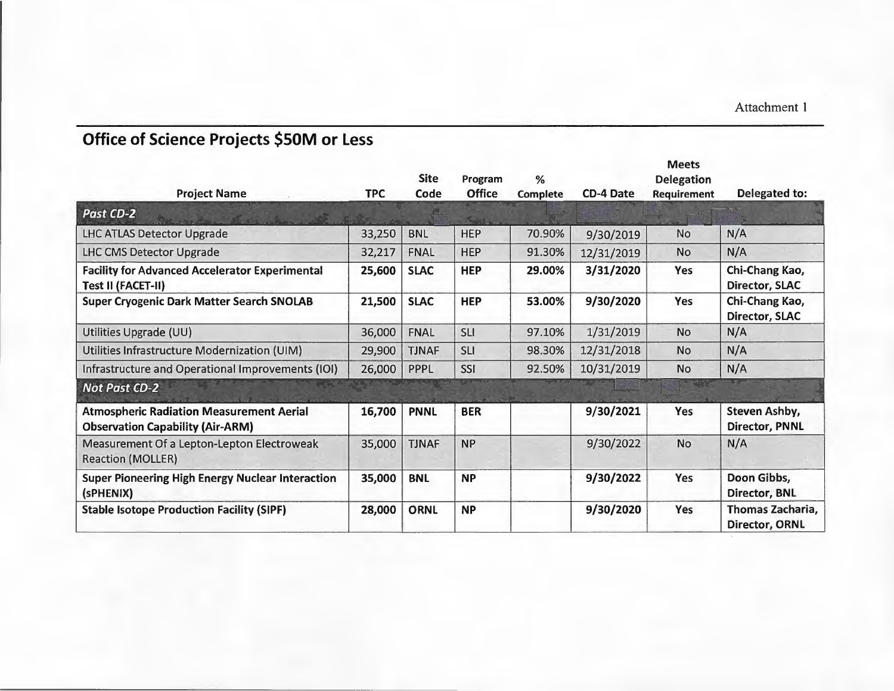Attachment 1

## Office of Science Projects $50M or Less

| Project Name | TPC | Site Code | Program Office | % Complete | CD-4 Date | Meets Delegation Requirement | Delegated to: |
|---|---|---|---|---|---|---|---|
| ***Past CD-2*** | | | | | | | |
| LHC ATLAS Detector Upgrade | 33,250 | BNL | HEP | 70.90% | 9/30/2019 | No | N/A |
| LHC CMS Detector Upgrade | 32,217 | FNAL | HEP | 91.30% | 12/31/2019 | No | N/A |
| **Facility for Advanced Accelerator Experimental Test II (FACET-II)** | **25,600** | **SLAC** | **HEP** | **29.00%** | **3/31/2020** | **Yes** | **Chi-Chang Kao, Director, SLAC** |
| **Super Cryogenic Dark Matter Search SNOLAB** | **21,500** | **SLAC** | **HEP** | **53.00%** | **9/30/2020** | **Yes** | **Chi-Chang Kao, Director, SLAC** |
| Utilities Upgrade (UU) | 36,000 | FNAL | SLI | 97.10% | 1/31/2019 | No | N/A |
| Utilities Infrastructure Modernization (UIM) | 29,900 | TJNAF | SLI | 98.30% | 12/31/2018 | No | N/A |
| Infrastructure and Operational Improvements (IOI) | 26,000 | PPPL | SSI | 92.50% | 10/31/2019 | No | N/A |
| ***Not Past CD-2*** | | | | | | | |
| **Atmospheric Radiation Measurement Aerial Observation Capability (Air-ARM)** | **16,700** | **PNNL** | **BER** | | **9/30/2021** | **Yes** | **Steven Ashby, Director, PNNL** |
| Measurement Of a Lepton-Lepton Electroweak Reaction (MOLLER) | 35,000 | TJNAF | NP | | 9/30/2022 | No | N/A |
| **Super Pioneering High Energy Nuclear Interaction (sPHENIX)** | **35,000** | **BNL** | **NP** | | **9/30/2022** | **Yes** | **Doon Gibbs, Director, BNL** |
| **Stable Isotope Production Facility (SIPF)** | **28,000** | **ORNL** | **NP** | | **9/30/2020** | **Yes** | **Thomas Zacharia, Director, ORNL** |